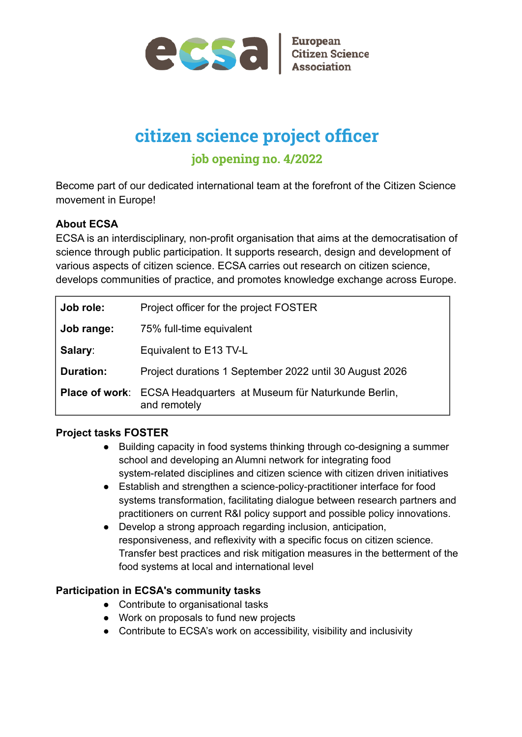European Citizen Science Association

# citizen science project officer

## job opening no. 4/2022

Become part of our dedicated international team at the forefront of the Citizen Science movement in Europe!

**About ECSA**

ECSA is an interdisciplinary, non-profit organisation that aims at the democratisation of science through public participation. It supports research, design and development of various aspects of citizen science. ECSA carries out research on citizen science, develops communities of practice, and promotes knowledge exchange across Europe.

| | |
|---|---|
| **Job role:** | Project officer for the project FOSTER |
| **Job range:** | 75% full-time equivalent |
| **Salary:** | Equivalent to E13 TV-L |
| **Duration:** | Project durations 1 September 2022 until 30 August 2026 |
| **Place of work:** | ECSA Headquarters at Museum für Naturkunde Berlin, and remotely |

**Project tasks FOSTER**

- Building capacity in food systems thinking through co-designing a summer school and developing an Alumni network for integrating food system-related disciplines and citizen science with citizen driven initiatives
- Establish and strengthen a science-policy-practitioner interface for food systems transformation, facilitating dialogue between research partners and practitioners on current R&I policy support and possible policy innovations.
- Develop a strong approach regarding inclusion, anticipation, responsiveness, and reflexivity with a specific focus on citizen science. Transfer best practices and risk mitigation measures in the betterment of the food systems at local and international level

**Participation in ECSA's community tasks**

- Contribute to organisational tasks
- Work on proposals to fund new projects
- Contribute to ECSA's work on accessibility, visibility and inclusivity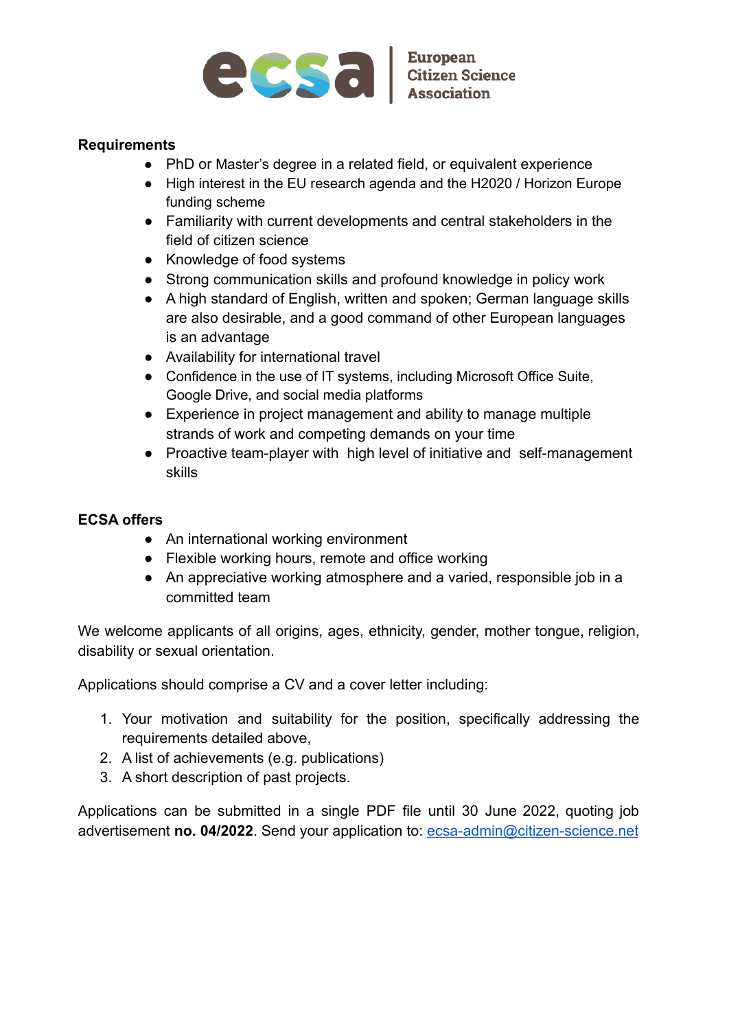**Requirements**

- PhD or Master's degree in a related field, or equivalent experience
- High interest in the EU research agenda and the H2020 / Horizon Europe funding scheme
- Familiarity with current developments and central stakeholders in the field of citizen science
- Knowledge of food systems
- Strong communication skills and profound knowledge in policy work
- A high standard of English, written and spoken; German language skills are also desirable, and a good command of other European languages is an advantage
- Availability for international travel
- Confidence in the use of IT systems, including Microsoft Office Suite, Google Drive, and social media platforms
- Experience in project management and ability to manage multiple strands of work and competing demands on your time
- Proactive team-player with high level of initiative and self-management skills

**ECSA offers**

- An international working environment
- Flexible working hours, remote and office working
- An appreciative working atmosphere and a varied, responsible job in a committed team

We welcome applicants of all origins, ages, ethnicity, gender, mother tongue, religion, disability or sexual orientation.

Applications should comprise a CV and a cover letter including:

1. Your motivation and suitability for the position, specifically addressing the requirements detailed above,
2. A list of achievements (e.g. publications)
3. A short description of past projects.

Applications can be submitted in a single PDF file until 30 June 2022, quoting job advertisement **no. 04/2022**. Send your application to: ecsa-admin@citizen-science.net